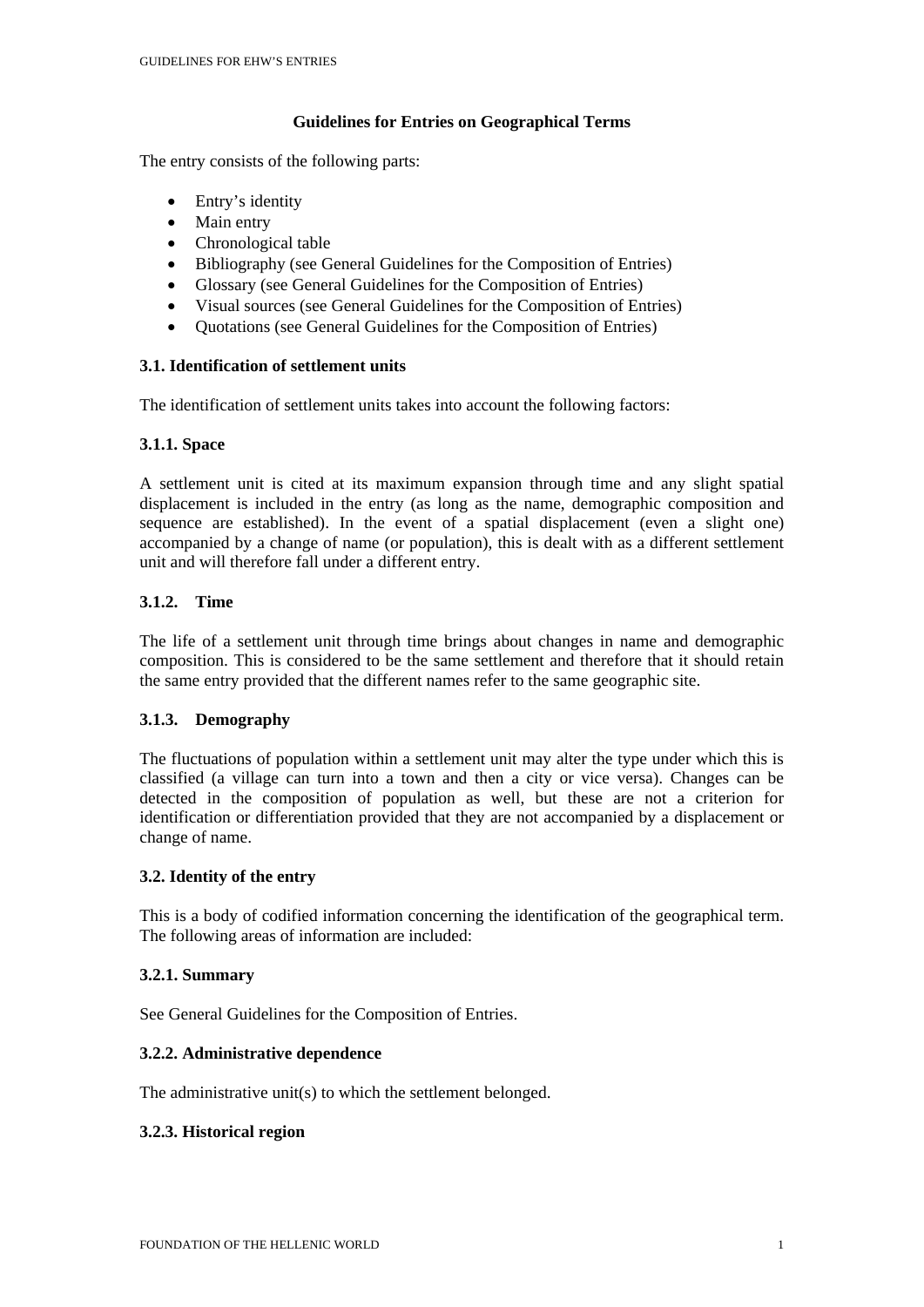# Guidelines for Entries on Geographical Terms

The entry consists of the following parts:

- Entry's identity
- Main entry
- Chronological table
- Bibliography (see General Guidelines for the Composition of Entries)
- Glossary (see General Guidelines for the Composition of Entries)
- Visual sources (see General Guidelines for the Composition of Entries)
- Quotations (see General Guidelines for the Composition of Entries)

## 3.1. Identification of settlement units

The identification of settlement units takes into account the following factors:

### 3.1.1. Space

A settlement unit is cited at its maximum expansion through time and any slight spatial displacement is included in the entry (as long as the name, demographic composition and sequence are established). In the event of a spatial displacement (even a slight one) accompanied by a change of name (or population), this is dealt with as a different settlement unit and will therefore fall under a different entry.

### 3.1.2. Time

The life of a settlement unit through time brings about changes in name and demographic composition. This is considered to be the same settlement and therefore that it should retain the same entry provided that the different names refer to the same geographic site.

### 3.1.3. Demography

The fluctuations of population within a settlement unit may alter the type under which this is classified (a village can turn into a town and then a city or vice versa). Changes can be detected in the composition of population as well, but these are not a criterion for identification or differentiation provided that they are not accompanied by a displacement or change of name.

## 3.2. Identity of the entry

This is a body of codified information concerning the identification of the geographical term. The following areas of information are included:

### 3.2.1. Summary

See General Guidelines for the Composition of Entries.

### 3.2.2. Administrative dependence

The administrative unit(s) to which the settlement belonged.

### 3.2.3. Historical region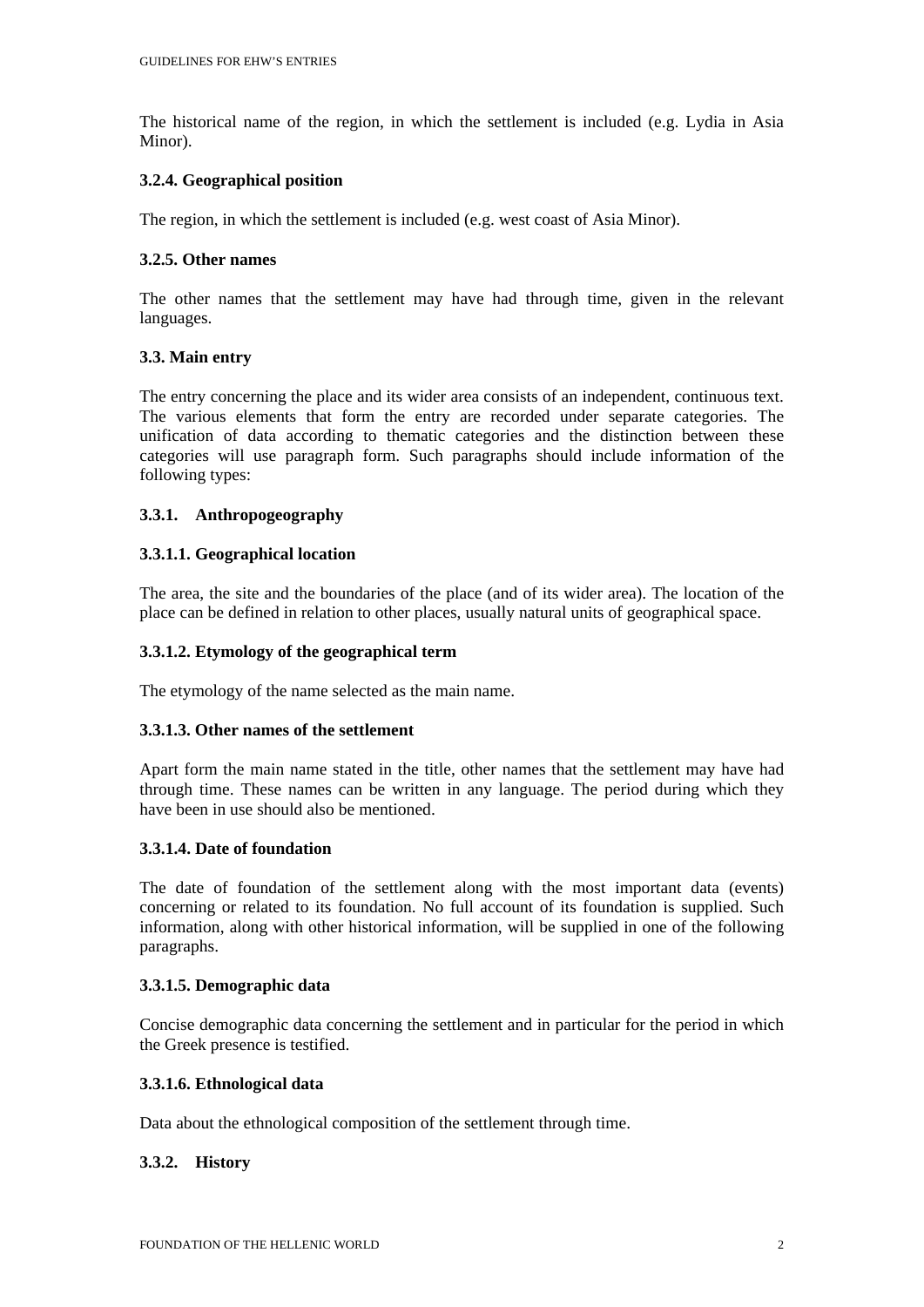The historical name of the region, in which the settlement is included (e.g. Lydia in Asia Minor).

### 3.2.4. Geographical position

The region, in which the settlement is included (e.g. west coast of Asia Minor).

### 3.2.5. Other names

The other names that the settlement may have had through time, given in the relevant languages.

## 3.3. Main entry

The entry concerning the place and its wider area consists of an independent, continuous text. The various elements that form the entry are recorded under separate categories. The unification of data according to thematic categories and the distinction between these categories will use paragraph form. Such paragraphs should include information of the following types:

### 3.3.1. Anthropogeography

#### 3.3.1.1. Geographical location

The area, the site and the boundaries of the place (and of its wider area). The location of the place can be defined in relation to other places, usually natural units of geographical space.

#### 3.3.1.2. Etymology of the geographical term

The etymology of the name selected as the main name.

#### 3.3.1.3. Other names of the settlement

Apart form the main name stated in the title, other names that the settlement may have had through time. These names can be written in any language. The period during which they have been in use should also be mentioned.

#### 3.3.1.4. Date of foundation

The date of foundation of the settlement along with the most important data (events) concerning or related to its foundation. No full account of its foundation is supplied. Such information, along with other historical information, will be supplied in one of the following paragraphs.

#### 3.3.1.5. Demographic data

Concise demographic data concerning the settlement and in particular for the period in which the Greek presence is testified.

#### 3.3.1.6. Ethnological data

Data about the ethnological composition of the settlement through time.

### 3.3.2. History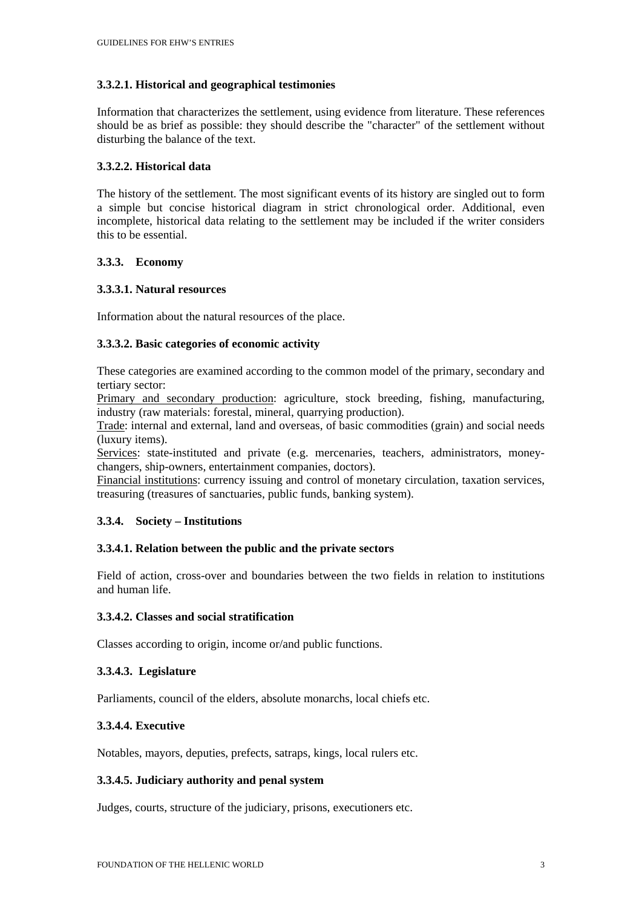### 3.3.2.1. Historical and geographical testimonies

Information that characterizes the settlement, using evidence from literature. These references should be as brief as possible: they should describe the "character" of the settlement without disturbing the balance of the text.

### 3.3.2.2. Historical data

The history of the settlement. The most significant events of its history are singled out to form a simple but concise historical diagram in strict chronological order. Additional, even incomplete, historical data relating to the settlement may be included if the writer considers this to be essential.

### 3.3.3. Economy

### 3.3.3.1. Natural resources

Information about the natural resources of the place.

### 3.3.3.2. Basic categories of economic activity

These categories are examined according to the common model of the primary, secondary and tertiary sector:

Primary and secondary production: agriculture, stock breeding, fishing, manufacturing, industry (raw materials: forestal, mineral, quarrying production).

Trade: internal and external, land and overseas, of basic commodities (grain) and social needs (luxury items).

Services: state-instituted and private (e.g. mercenaries, teachers, administrators, money-changers, ship-owners, entertainment companies, doctors).

Financial institutions: currency issuing and control of monetary circulation, taxation services, treasuring (treasures of sanctuaries, public funds, banking system).

### 3.3.4. Society – Institutions

### 3.3.4.1. Relation between the public and the private sectors

Field of action, cross-over and boundaries between the two fields in relation to institutions and human life.

### 3.3.4.2. Classes and social stratification

Classes according to origin, income or/and public functions.

### 3.3.4.3. Legislature

Parliaments, council of the elders, absolute monarchs, local chiefs etc.

### 3.3.4.4. Executive

Notables, mayors, deputies, prefects, satraps, kings, local rulers etc.

### 3.3.4.5. Judiciary authority and penal system

Judges, courts, structure of the judiciary, prisons, executioners etc.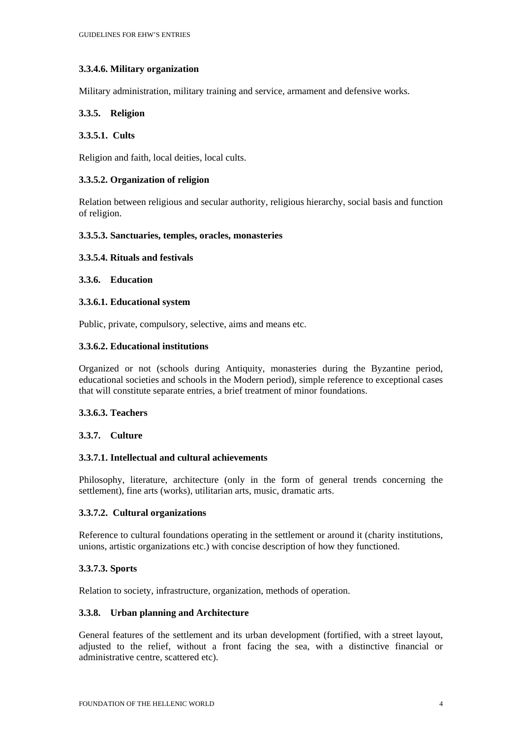#### 3.3.4.6. Military organization

Military administration, military training and service, armament and defensive works.

### 3.3.5. Religion

#### 3.3.5.1. Cults

Religion and faith, local deities, local cults.

#### 3.3.5.2. Organization of religion

Relation between religious and secular authority, religious hierarchy, social basis and function of religion.

#### 3.3.5.3. Sanctuaries, temples, oracles, monasteries

#### 3.3.5.4. Rituals and festivals

### 3.3.6. Education

#### 3.3.6.1. Educational system

Public, private, compulsory, selective, aims and means etc.

#### 3.3.6.2. Educational institutions

Organized or not (schools during Antiquity, monasteries during the Byzantine period, educational societies and schools in the Modern period), simple reference to exceptional cases that will constitute separate entries, a brief treatment of minor foundations.

#### 3.3.6.3. Teachers

### 3.3.7. Culture

#### 3.3.7.1. Intellectual and cultural achievements

Philosophy, literature, architecture (only in the form of general trends concerning the settlement), fine arts (works), utilitarian arts, music, dramatic arts.

#### 3.3.7.2. Cultural organizations

Reference to cultural foundations operating in the settlement or around it (charity institutions, unions, artistic organizations etc.) with concise description of how they functioned.

#### 3.3.7.3. Sports

Relation to society, infrastructure, organization, methods of operation.

### 3.3.8. Urban planning and Architecture

General features of the settlement and its urban development (fortified, with a street layout, adjusted to the relief, without a front facing the sea, with a distinctive financial or administrative centre, scattered etc).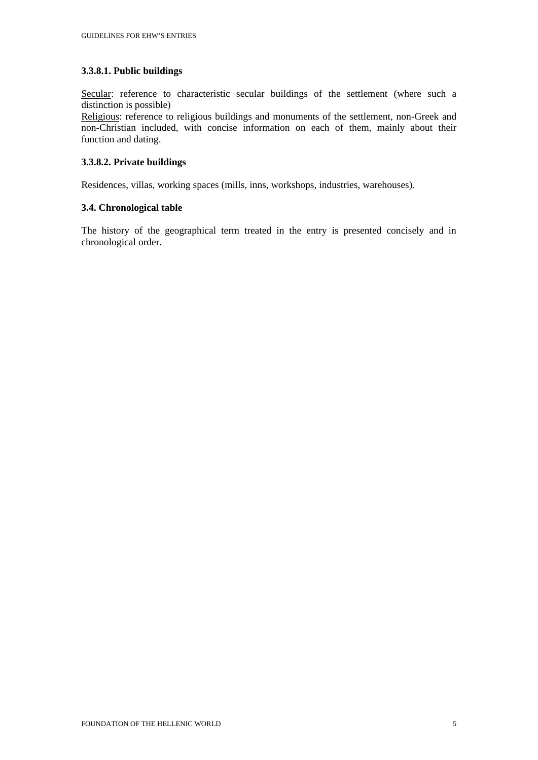#### 3.3.8.1. Public buildings

Secular: reference to characteristic secular buildings of the settlement (where such a distinction is possible)
Religious: reference to religious buildings and monuments of the settlement, non-Greek and non-Christian included, with concise information on each of them, mainly about their function and dating.

#### 3.3.8.2. Private buildings

Residences, villas, working spaces (mills, inns, workshops, industries, warehouses).

### 3.4. Chronological table

The history of the geographical term treated in the entry is presented concisely and in chronological order.